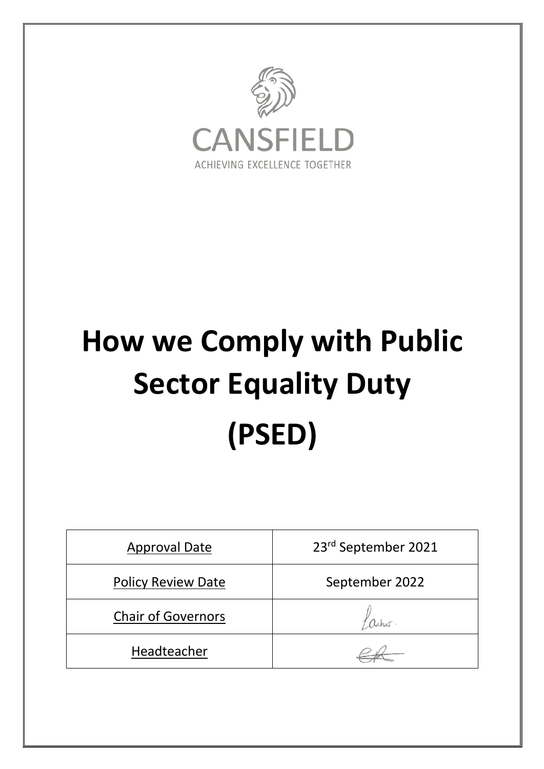CANSFIELD

ACHIEVING EXCELLENCE TOGETHER

# How we Comply with Public Sector Equality Duty (PSED)

| Approval Date | 23rd September 2021 |
|---|---|
| Policy Review Date | September 2022 |
| Chair of Governors | |
| Headteacher | |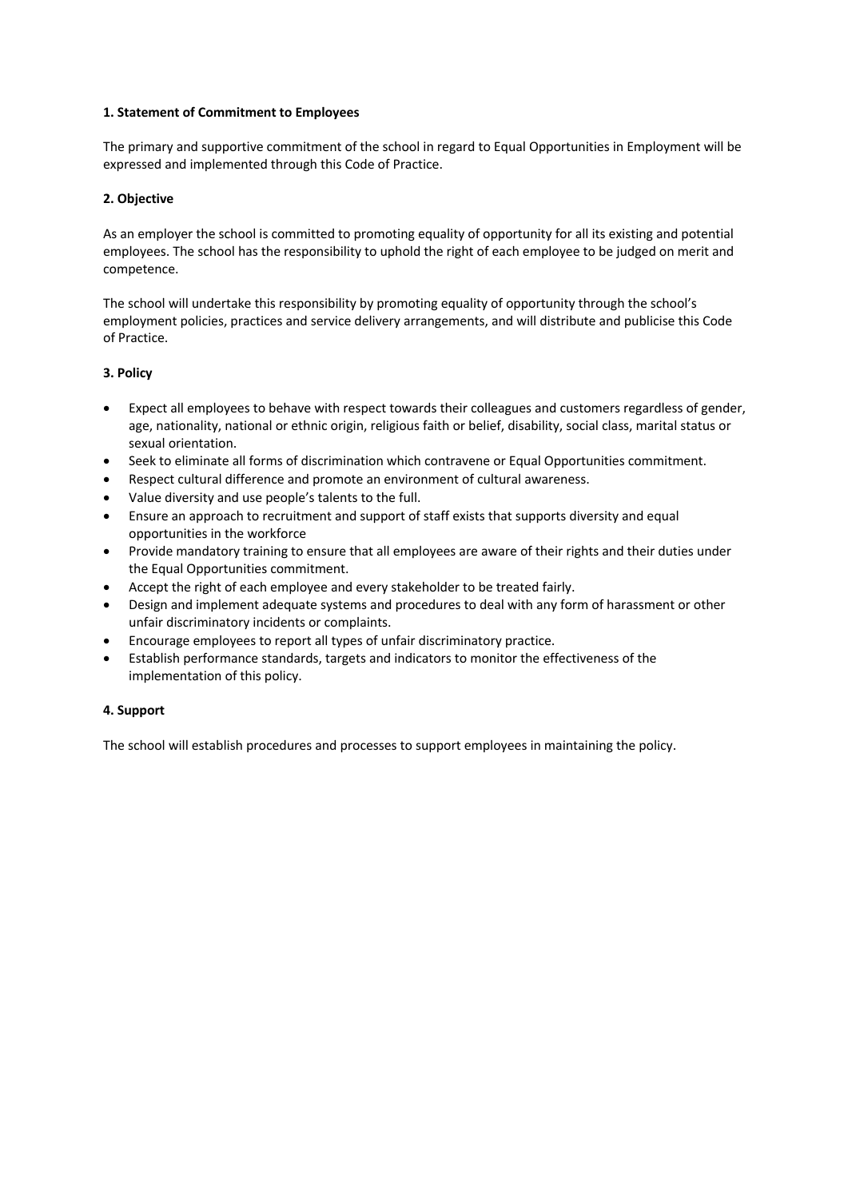**1. Statement of Commitment to Employees**

The primary and supportive commitment of the school in regard to Equal Opportunities in Employment will be expressed and implemented through this Code of Practice.

**2. Objective**

As an employer the school is committed to promoting equality of opportunity for all its existing and potential employees. The school has the responsibility to uphold the right of each employee to be judged on merit and competence.

The school will undertake this responsibility by promoting equality of opportunity through the school's employment policies, practices and service delivery arrangements, and will distribute and publicise this Code of Practice.

**3. Policy**

- Expect all employees to behave with respect towards their colleagues and customers regardless of gender, age, nationality, national or ethnic origin, religious faith or belief, disability, social class, marital status or sexual orientation.
- Seek to eliminate all forms of discrimination which contravene or Equal Opportunities commitment.
- Respect cultural difference and promote an environment of cultural awareness.
- Value diversity and use people's talents to the full.
- Ensure an approach to recruitment and support of staff exists that supports diversity and equal opportunities in the workforce
- Provide mandatory training to ensure that all employees are aware of their rights and their duties under the Equal Opportunities commitment.
- Accept the right of each employee and every stakeholder to be treated fairly.
- Design and implement adequate systems and procedures to deal with any form of harassment or other unfair discriminatory incidents or complaints.
- Encourage employees to report all types of unfair discriminatory practice.
- Establish performance standards, targets and indicators to monitor the effectiveness of the implementation of this policy.

**4. Support**

The school will establish procedures and processes to support employees in maintaining the policy.